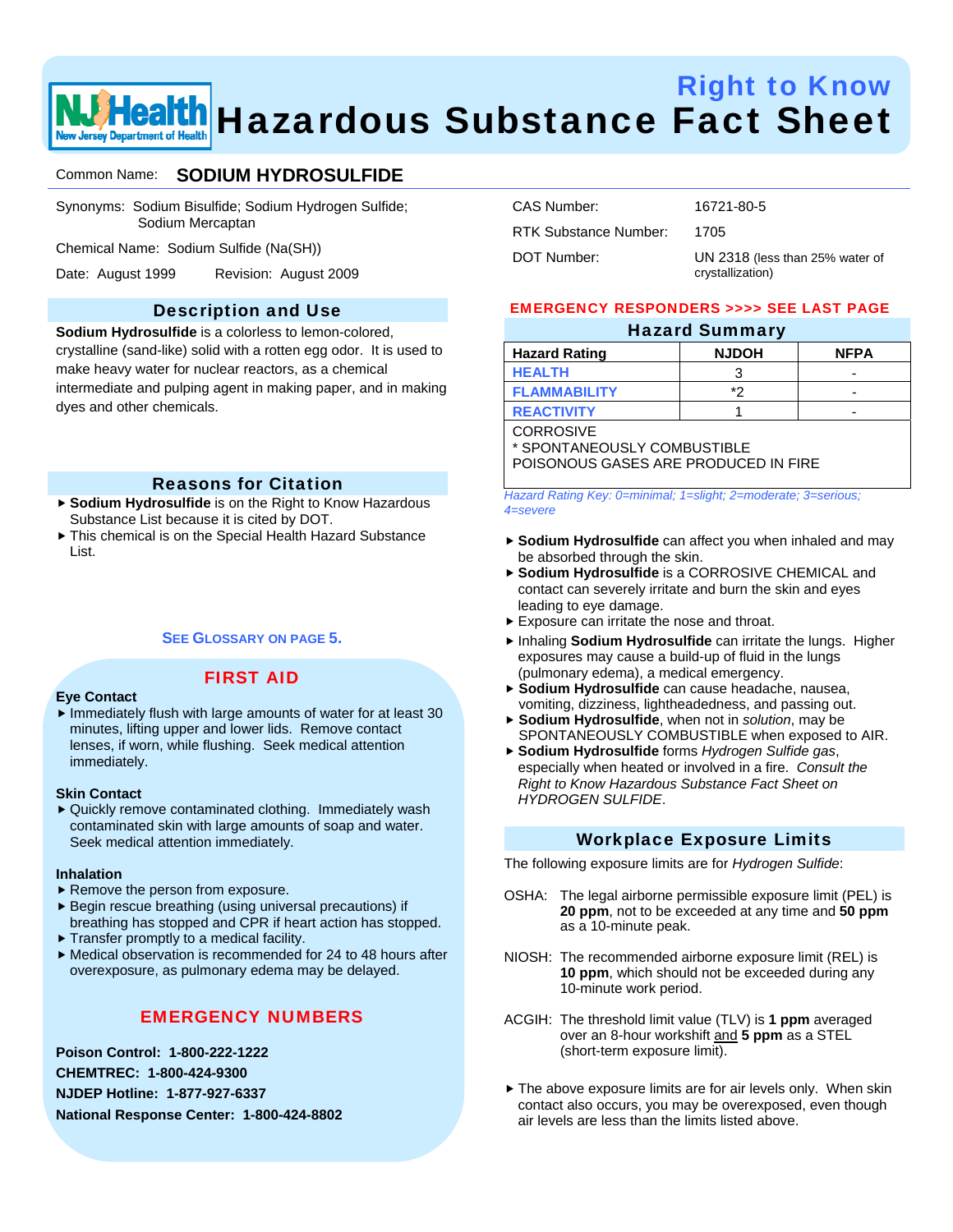# Right to Know
# Hazardous Substance Fact Sheet

Common Name: **SODIUM HYDROSULFIDE**

Synonyms: Sodium Bisulfide; Sodium Hydrogen Sulfide; Sodium Mercaptan

Chemical Name: Sodium Sulfide (Na(SH))

Date: August 1999 Revision: August 2009

CAS Number: 16721-80-5

RTK Substance Number: 1705

DOT Number: UN 2318 (less than 25% water of crystallization)

## Description and Use

**Sodium Hydrosulfide** is a colorless to lemon-colored, crystalline (sand-like) solid with a rotten egg odor. It is used to make heavy water for nuclear reactors, as a chemical intermediate and pulping agent in making paper, and in making dyes and other chemicals.

## Reasons for Citation

- **Sodium Hydrosulfide** is on the Right to Know Hazardous Substance List because it is cited by DOT.
- This chemical is on the Special Health Hazard Substance List.

SEE GLOSSARY ON PAGE 5.

## FIRST AID

**Eye Contact**

- Immediately flush with large amounts of water for at least 30 minutes, lifting upper and lower lids. Remove contact lenses, if worn, while flushing. Seek medical attention immediately.

**Skin Contact**

- Quickly remove contaminated clothing. Immediately wash contaminated skin with large amounts of soap and water. Seek medical attention immediately.

**Inhalation**

- Remove the person from exposure.
- Begin rescue breathing (using universal precautions) if breathing has stopped and CPR if heart action has stopped.
- Transfer promptly to a medical facility.
- Medical observation is recommended for 24 to 48 hours after overexposure, as pulmonary edema may be delayed.

## EMERGENCY NUMBERS

**Poison Control: 1-800-222-1222**

**CHEMTREC: 1-800-424-9300**

**NJDEP Hotline: 1-877-927-6337**

**National Response Center: 1-800-424-8802**

**EMERGENCY RESPONDERS >>>> SEE LAST PAGE**

## Hazard Summary

| Hazard Rating | NJDOH | NFPA |
|---|---|---|
| HEALTH | 3 | - |
| FLAMMABILITY | *2 | - |
| REACTIVITY | 1 | - |

CORROSIVE
* SPONTANEOUSLY COMBUSTIBLE
POISONOUS GASES ARE PRODUCED IN FIRE

*Hazard Rating Key: 0=minimal; 1=slight; 2=moderate; 3=serious; 4=severe*

- **Sodium Hydrosulfide** can affect you when inhaled and may be absorbed through the skin.
- **Sodium Hydrosulfide** is a CORROSIVE CHEMICAL and contact can severely irritate and burn the skin and eyes leading to eye damage.
- Exposure can irritate the nose and throat.
- Inhaling **Sodium Hydrosulfide** can irritate the lungs. Higher exposures may cause a build-up of fluid in the lungs (pulmonary edema), a medical emergency.
- **Sodium Hydrosulfide** can cause headache, nausea, vomiting, dizziness, lightheadedness, and passing out.
- **Sodium Hydrosulfide**, when not in *solution*, may be SPONTANEOUSLY COMBUSTIBLE when exposed to AIR.
- **Sodium Hydrosulfide** forms *Hydrogen Sulfide gas*, especially when heated or involved in a fire. *Consult the Right to Know Hazardous Substance Fact Sheet on HYDROGEN SULFIDE*.

## Workplace Exposure Limits

The following exposure limits are for *Hydrogen Sulfide*:

OSHA: The legal airborne permissible exposure limit (PEL) is **20 ppm**, not to be exceeded at any time and **50 ppm** as a 10-minute peak.

NIOSH: The recommended airborne exposure limit (REL) is **10 ppm**, which should not be exceeded during any 10-minute work period.

ACGIH: The threshold limit value (TLV) is **1 ppm** averaged over an 8-hour workshift and **5 ppm** as a STEL (short-term exposure limit).

- The above exposure limits are for air levels only. When skin contact also occurs, you may be overexposed, even though air levels are less than the limits listed above.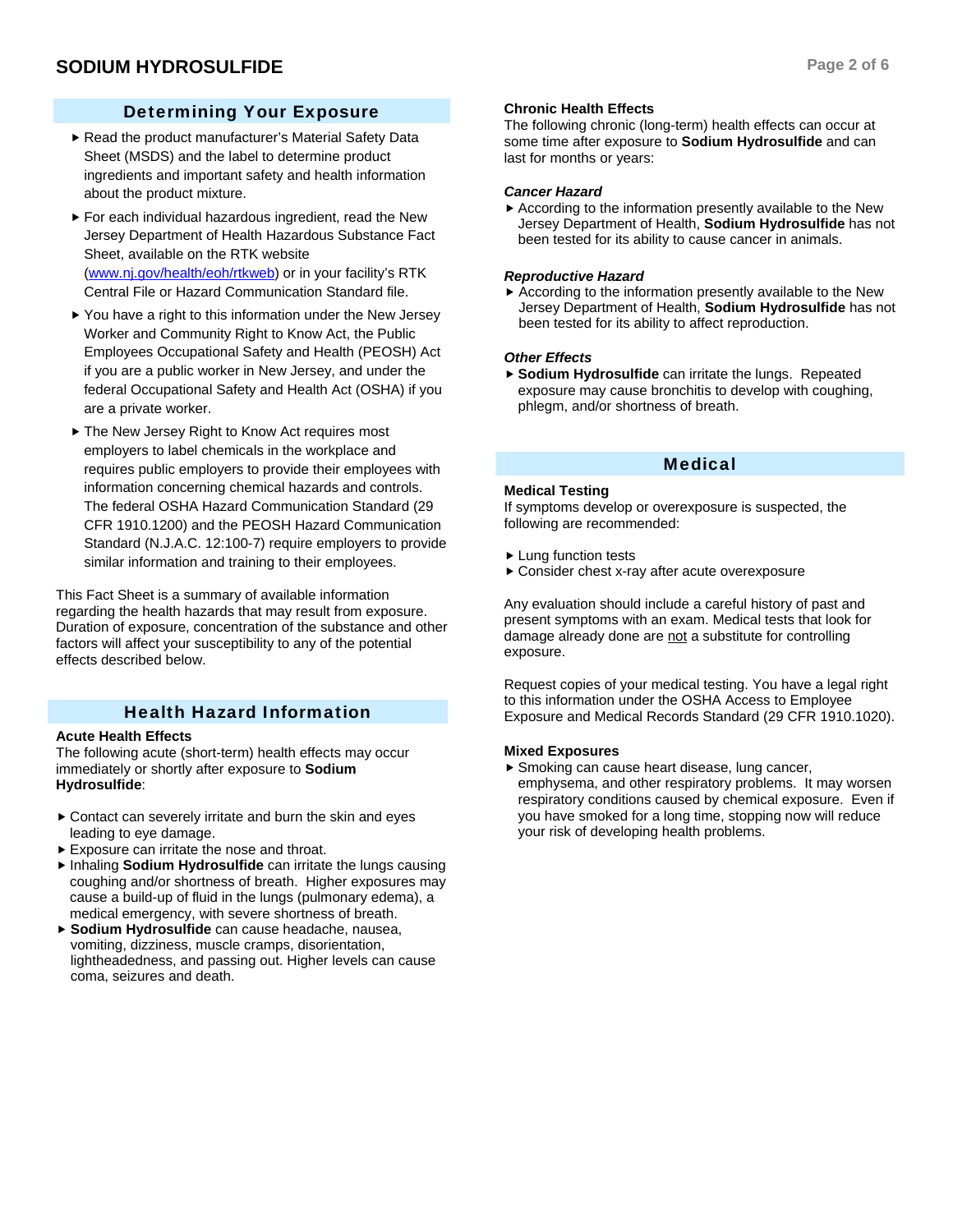## Determining Your Exposure

- Read the product manufacturer's Material Safety Data Sheet (MSDS) and the label to determine product ingredients and important safety and health information about the product mixture.
- For each individual hazardous ingredient, read the New Jersey Department of Health Hazardous Substance Fact Sheet, available on the RTK website (www.nj.gov/health/eoh/rtkweb) or in your facility's RTK Central File or Hazard Communication Standard file.
- You have a right to this information under the New Jersey Worker and Community Right to Know Act, the Public Employees Occupational Safety and Health (PEOSH) Act if you are a public worker in New Jersey, and under the federal Occupational Safety and Health Act (OSHA) if you are a private worker.
- The New Jersey Right to Know Act requires most employers to label chemicals in the workplace and requires public employers to provide their employees with information concerning chemical hazards and controls. The federal OSHA Hazard Communication Standard (29 CFR 1910.1200) and the PEOSH Hazard Communication Standard (N.J.A.C. 12:100-7) require employers to provide similar information and training to their employees.

This Fact Sheet is a summary of available information regarding the health hazards that may result from exposure. Duration of exposure, concentration of the substance and other factors will affect your susceptibility to any of the potential effects described below.

## Health Hazard Information

**Acute Health Effects**

The following acute (short-term) health effects may occur immediately or shortly after exposure to **Sodium Hydrosulfide**:

- Contact can severely irritate and burn the skin and eyes leading to eye damage.
- Exposure can irritate the nose and throat.
- Inhaling **Sodium Hydrosulfide** can irritate the lungs causing coughing and/or shortness of breath. Higher exposures may cause a build-up of fluid in the lungs (pulmonary edema), a medical emergency, with severe shortness of breath.
- **Sodium Hydrosulfide** can cause headache, nausea, vomiting, dizziness, muscle cramps, disorientation, lightheadedness, and passing out. Higher levels can cause coma, seizures and death.

**Chronic Health Effects**

The following chronic (long-term) health effects can occur at some time after exposure to **Sodium Hydrosulfide** and can last for months or years:

***Cancer Hazard***

- According to the information presently available to the New Jersey Department of Health, **Sodium Hydrosulfide** has not been tested for its ability to cause cancer in animals.

***Reproductive Hazard***

- According to the information presently available to the New Jersey Department of Health, **Sodium Hydrosulfide** has not been tested for its ability to affect reproduction.

***Other Effects***

- **Sodium Hydrosulfide** can irritate the lungs. Repeated exposure may cause bronchitis to develop with coughing, phlegm, and/or shortness of breath.

## Medical

**Medical Testing**

If symptoms develop or overexposure is suspected, the following are recommended:

- Lung function tests
- Consider chest x-ray after acute overexposure

Any evaluation should include a careful history of past and present symptoms with an exam. Medical tests that look for damage already done are not a substitute for controlling exposure.

Request copies of your medical testing. You have a legal right to this information under the OSHA Access to Employee Exposure and Medical Records Standard (29 CFR 1910.1020).

**Mixed Exposures**

- Smoking can cause heart disease, lung cancer, emphysema, and other respiratory problems. It may worsen respiratory conditions caused by chemical exposure. Even if you have smoked for a long time, stopping now will reduce your risk of developing health problems.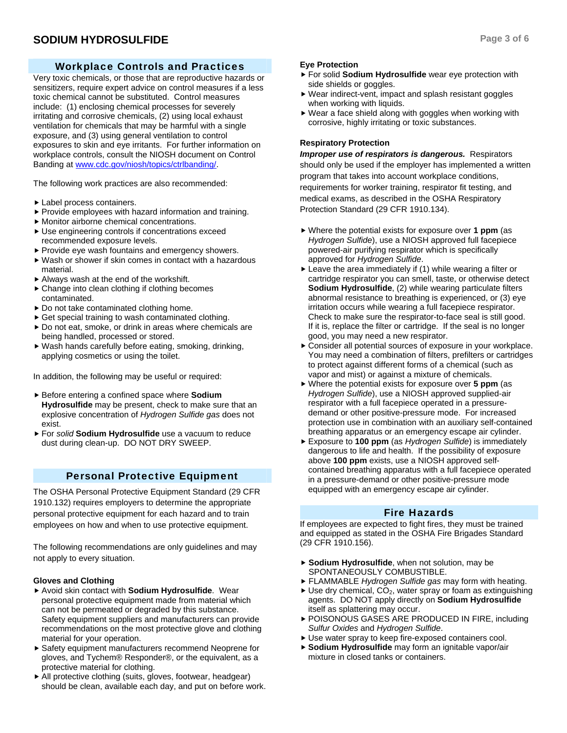# SODIUM HYDROSULFIDE

## Workplace Controls and Practices

Very toxic chemicals, or those that are reproductive hazards or sensitizers, require expert advice on control measures if a less toxic chemical cannot be substituted. Control measures include: (1) enclosing chemical processes for severely irritating and corrosive chemicals, (2) using local exhaust ventilation for chemicals that may be harmful with a single exposure, and (3) using general ventilation to control exposures to skin and eye irritants. For further information on workplace controls, consult the NIOSH document on Control Banding at www.cdc.gov/niosh/topics/ctrlbanding/.

The following work practices are also recommended:

- Label process containers.
- Provide employees with hazard information and training.
- Monitor airborne chemical concentrations.
- Use engineering controls if concentrations exceed recommended exposure levels.
- Provide eye wash fountains and emergency showers.
- Wash or shower if skin comes in contact with a hazardous material.
- Always wash at the end of the workshift.
- Change into clean clothing if clothing becomes contaminated.
- Do not take contaminated clothing home.
- Get special training to wash contaminated clothing.
- Do not eat, smoke, or drink in areas where chemicals are being handled, processed or stored.
- Wash hands carefully before eating, smoking, drinking, applying cosmetics or using the toilet.

In addition, the following may be useful or required:

- Before entering a confined space where **Sodium Hydrosulfide** may be present, check to make sure that an explosive concentration of *Hydrogen Sulfide gas* does not exist.
- For *solid* **Sodium Hydrosulfide** use a vacuum to reduce dust during clean-up. DO NOT DRY SWEEP.

## Personal Protective Equipment

The OSHA Personal Protective Equipment Standard (29 CFR 1910.132) requires employers to determine the appropriate personal protective equipment for each hazard and to train employees on how and when to use protective equipment.

The following recommendations are only guidelines and may not apply to every situation.

### Gloves and Clothing

- Avoid skin contact with **Sodium Hydrosulfide**. Wear personal protective equipment made from material which can not be permeated or degraded by this substance. Safety equipment suppliers and manufacturers can provide recommendations on the most protective glove and clothing material for your operation.
- Safety equipment manufacturers recommend Neoprene for gloves, and Tychem® Responder®, or the equivalent, as a protective material for clothing.
- All protective clothing (suits, gloves, footwear, headgear) should be clean, available each day, and put on before work.

### Eye Protection

- For solid **Sodium Hydrosulfide** wear eye protection with side shields or goggles.
- Wear indirect-vent, impact and splash resistant goggles when working with liquids.
- Wear a face shield along with goggles when working with corrosive, highly irritating or toxic substances.

### Respiratory Protection

***Improper use of respirators is dangerous.*** Respirators should only be used if the employer has implemented a written program that takes into account workplace conditions, requirements for worker training, respirator fit testing, and medical exams, as described in the OSHA Respiratory Protection Standard (29 CFR 1910.134).

- Where the potential exists for exposure over **1 ppm** (as *Hydrogen Sulfide*), use a NIOSH approved full facepiece powered-air purifying respirator which is specifically approved for *Hydrogen Sulfide*.
- Leave the area immediately if (1) while wearing a filter or cartridge respirator you can smell, taste, or otherwise detect **Sodium Hydrosulfide**, (2) while wearing particulate filters abnormal resistance to breathing is experienced, or (3) eye irritation occurs while wearing a full facepiece respirator. Check to make sure the respirator-to-face seal is still good. If it is, replace the filter or cartridge. If the seal is no longer good, you may need a new respirator.
- Consider all potential sources of exposure in your workplace. You may need a combination of filters, prefilters or cartridges to protect against different forms of a chemical (such as vapor and mist) or against a mixture of chemicals.
- Where the potential exists for exposure over **5 ppm** (as *Hydrogen Sulfide*), use a NIOSH approved supplied-air respirator with a full facepiece operated in a pressure-demand or other positive-pressure mode. For increased protection use in combination with an auxiliary self-contained breathing apparatus or an emergency escape air cylinder.
- Exposure to **100 ppm** (as *Hydrogen Sulfide*) is immediately dangerous to life and health. If the possibility of exposure above **100 ppm** exists, use a NIOSH approved self-contained breathing apparatus with a full facepiece operated in a pressure-demand or other positive-pressure mode equipped with an emergency escape air cylinder.

## Fire Hazards

If employees are expected to fight fires, they must be trained and equipped as stated in the OSHA Fire Brigades Standard (29 CFR 1910.156).

- **Sodium Hydrosulfide**, when not solution, may be SPONTANEOUSLY COMBUSTIBLE.
- FLAMMABLE *Hydrogen Sulfide gas* may form with heating.
- Use dry chemical, $CO_2$, water spray or foam as extinguishing agents. DO NOT apply directly on **Sodium Hydrosulfide** itself as splattering may occur.
- POISONOUS GASES ARE PRODUCED IN FIRE, including *Sulfur Oxides* and *Hydrogen Sulfide*.
- Use water spray to keep fire-exposed containers cool.
- **Sodium Hydrosulfide** may form an ignitable vapor/air mixture in closed tanks or containers.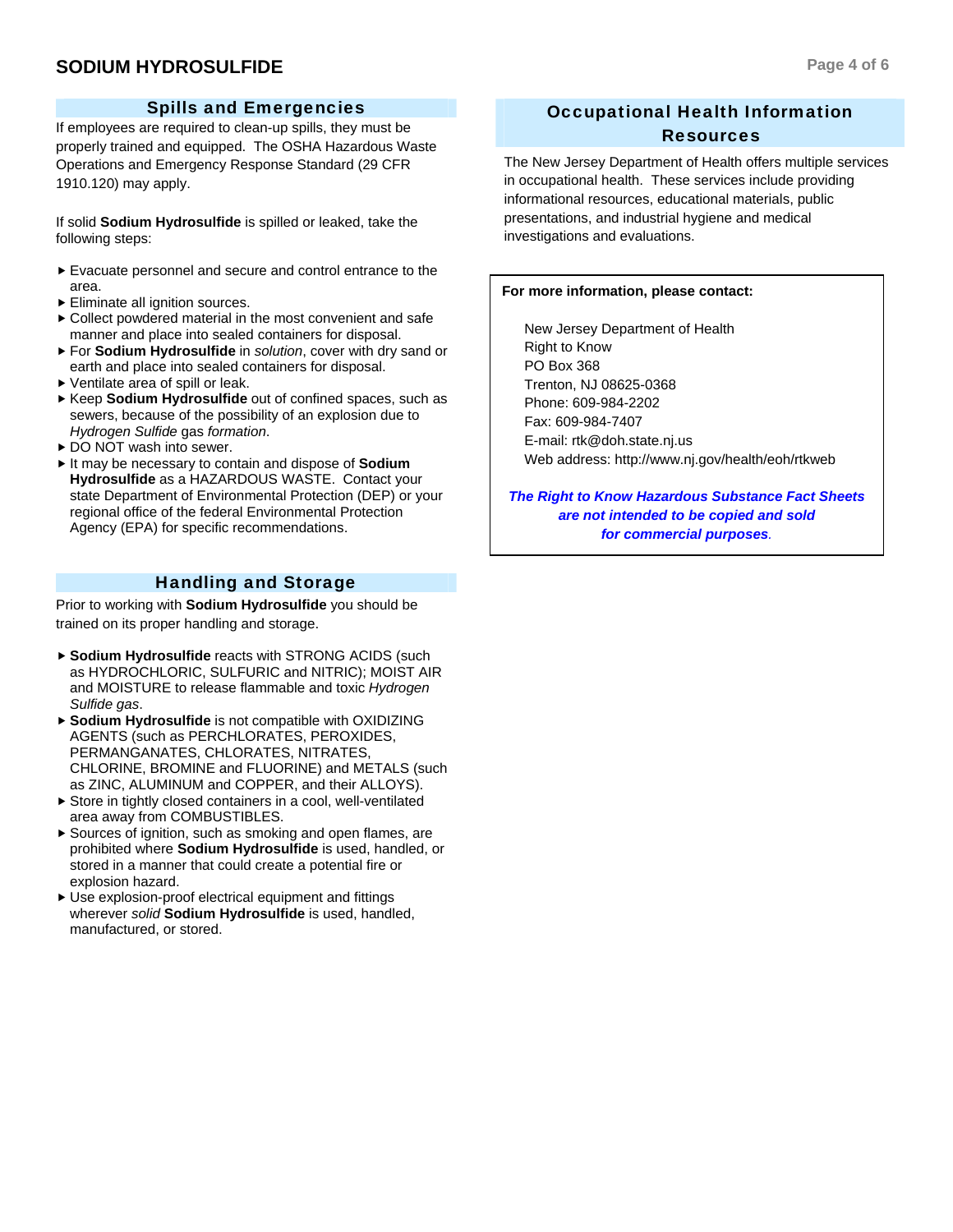# SODIUM HYDROSULFIDE

## Spills and Emergencies

If employees are required to clean-up spills, they must be properly trained and equipped. The OSHA Hazardous Waste Operations and Emergency Response Standard (29 CFR 1910.120) may apply.

If solid **Sodium Hydrosulfide** is spilled or leaked, take the following steps:

- Evacuate personnel and secure and control entrance to the area.
- Eliminate all ignition sources.
- Collect powdered material in the most convenient and safe manner and place into sealed containers for disposal.
- For **Sodium Hydrosulfide** in *solution*, cover with dry sand or earth and place into sealed containers for disposal.
- Ventilate area of spill or leak.
- Keep **Sodium Hydrosulfide** out of confined spaces, such as sewers, because of the possibility of an explosion due to *Hydrogen Sulfide* gas *formation*.
- DO NOT wash into sewer.
- It may be necessary to contain and dispose of **Sodium Hydrosulfide** as a HAZARDOUS WASTE. Contact your state Department of Environmental Protection (DEP) or your regional office of the federal Environmental Protection Agency (EPA) for specific recommendations.

## Handling and Storage

Prior to working with **Sodium Hydrosulfide** you should be trained on its proper handling and storage.

- **Sodium Hydrosulfide** reacts with STRONG ACIDS (such as HYDROCHLORIC, SULFURIC and NITRIC); MOIST AIR and MOISTURE to release flammable and toxic *Hydrogen Sulfide gas*.
- **Sodium Hydrosulfide** is not compatible with OXIDIZING AGENTS (such as PERCHLORATES, PEROXIDES, PERMANGANATES, CHLORATES, NITRATES, CHLORINE, BROMINE and FLUORINE) and METALS (such as ZINC, ALUMINUM and COPPER, and their ALLOYS).
- Store in tightly closed containers in a cool, well-ventilated area away from COMBUSTIBLES.
- Sources of ignition, such as smoking and open flames, are prohibited where **Sodium Hydrosulfide** is used, handled, or stored in a manner that could create a potential fire or explosion hazard.
- Use explosion-proof electrical equipment and fittings wherever *solid* **Sodium Hydrosulfide** is used, handled, manufactured, or stored.

## Occupational Health Information Resources

The New Jersey Department of Health offers multiple services in occupational health. These services include providing informational resources, educational materials, public presentations, and industrial hygiene and medical investigations and evaluations.

**For more information, please contact:**

New Jersey Department of Health
Right to Know
PO Box 368
Trenton, NJ 08625-0368
Phone: 609-984-2202
Fax: 609-984-7407
E-mail: rtk@doh.state.nj.us
Web address: http://www.nj.gov/health/eoh/rtkweb

***The Right to Know Hazardous Substance Fact Sheets are not intended to be copied and sold for commercial purposes.***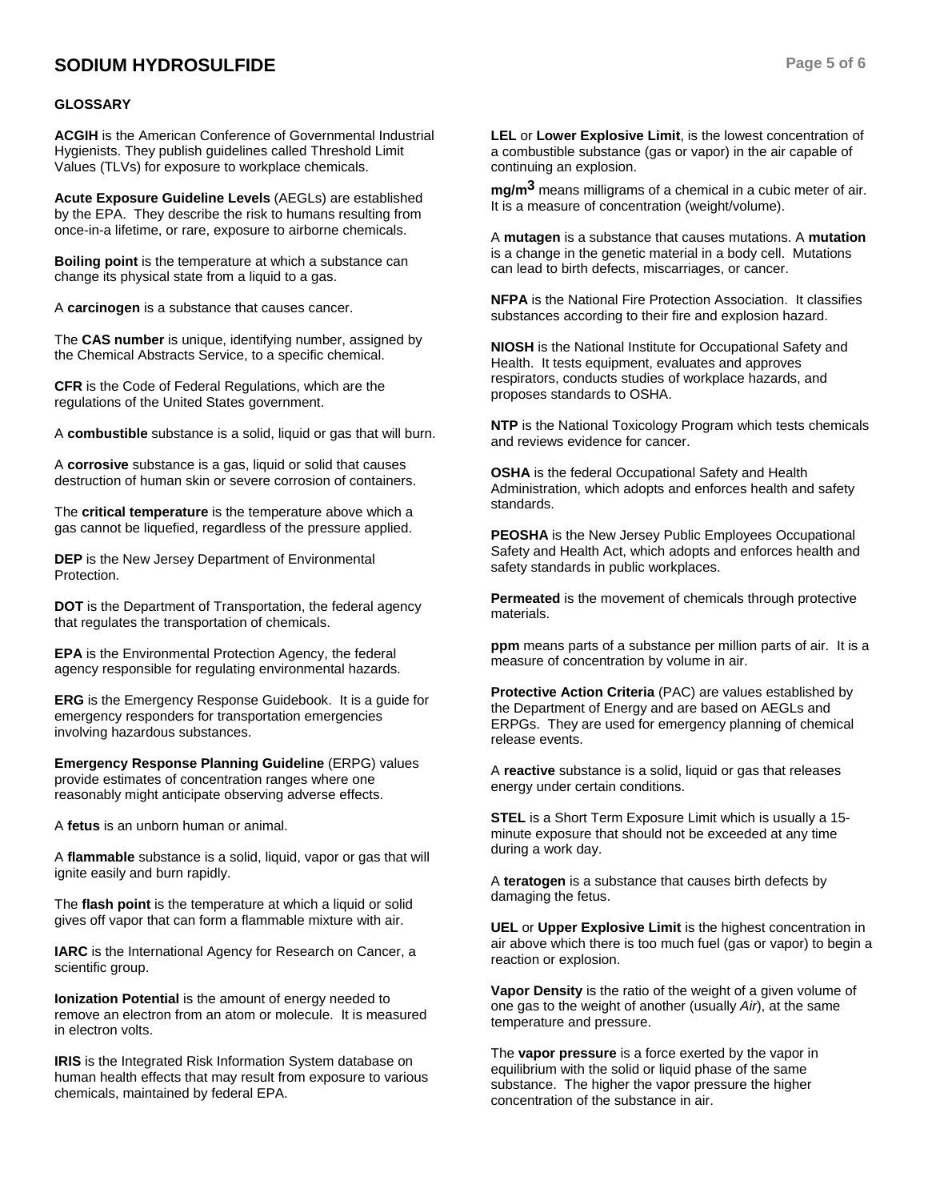## GLOSSARY

**ACGIH** is the American Conference of Governmental Industrial Hygienists. They publish guidelines called Threshold Limit Values (TLVs) for exposure to workplace chemicals.

**Acute Exposure Guideline Levels** (AEGLs) are established by the EPA. They describe the risk to humans resulting from once-in-a lifetime, or rare, exposure to airborne chemicals.

**Boiling point** is the temperature at which a substance can change its physical state from a liquid to a gas.

A **carcinogen** is a substance that causes cancer.

The **CAS number** is unique, identifying number, assigned by the Chemical Abstracts Service, to a specific chemical.

**CFR** is the Code of Federal Regulations, which are the regulations of the United States government.

A **combustible** substance is a solid, liquid or gas that will burn.

A **corrosive** substance is a gas, liquid or solid that causes destruction of human skin or severe corrosion of containers.

The **critical temperature** is the temperature above which a gas cannot be liquefied, regardless of the pressure applied.

**DEP** is the New Jersey Department of Environmental Protection.

**DOT** is the Department of Transportation, the federal agency that regulates the transportation of chemicals.

**EPA** is the Environmental Protection Agency, the federal agency responsible for regulating environmental hazards.

**ERG** is the Emergency Response Guidebook. It is a guide for emergency responders for transportation emergencies involving hazardous substances.

**Emergency Response Planning Guideline** (ERPG) values provide estimates of concentration ranges where one reasonably might anticipate observing adverse effects.

A **fetus** is an unborn human or animal.

A **flammable** substance is a solid, liquid, vapor or gas that will ignite easily and burn rapidly.

The **flash point** is the temperature at which a liquid or solid gives off vapor that can form a flammable mixture with air.

**IARC** is the International Agency for Research on Cancer, a scientific group.

**Ionization Potential** is the amount of energy needed to remove an electron from an atom or molecule. It is measured in electron volts.

**IRIS** is the Integrated Risk Information System database on human health effects that may result from exposure to various chemicals, maintained by federal EPA.

**LEL** or **Lower Explosive Limit**, is the lowest concentration of a combustible substance (gas or vapor) in the air capable of continuing an explosion.

**$mg/m^3$** means milligrams of a chemical in a cubic meter of air. It is a measure of concentration (weight/volume).

A **mutagen** is a substance that causes mutations. A **mutation** is a change in the genetic material in a body cell. Mutations can lead to birth defects, miscarriages, or cancer.

**NFPA** is the National Fire Protection Association. It classifies substances according to their fire and explosion hazard.

**NIOSH** is the National Institute for Occupational Safety and Health. It tests equipment, evaluates and approves respirators, conducts studies of workplace hazards, and proposes standards to OSHA.

**NTP** is the National Toxicology Program which tests chemicals and reviews evidence for cancer.

**OSHA** is the federal Occupational Safety and Health Administration, which adopts and enforces health and safety standards.

**PEOSHA** is the New Jersey Public Employees Occupational Safety and Health Act, which adopts and enforces health and safety standards in public workplaces.

**Permeated** is the movement of chemicals through protective materials.

**ppm** means parts of a substance per million parts of air. It is a measure of concentration by volume in air.

**Protective Action Criteria** (PAC) are values established by the Department of Energy and are based on AEGLs and ERPGs. They are used for emergency planning of chemical release events.

A **reactive** substance is a solid, liquid or gas that releases energy under certain conditions.

**STEL** is a Short Term Exposure Limit which is usually a 15-minute exposure that should not be exceeded at any time during a work day.

A **teratogen** is a substance that causes birth defects by damaging the fetus.

**UEL** or **Upper Explosive Limit** is the highest concentration in air above which there is too much fuel (gas or vapor) to begin a reaction or explosion.

**Vapor Density** is the ratio of the weight of a given volume of one gas to the weight of another (usually *Air*), at the same temperature and pressure.

The **vapor pressure** is a force exerted by the vapor in equilibrium with the solid or liquid phase of the same substance. The higher the vapor pressure the higher concentration of the substance in air.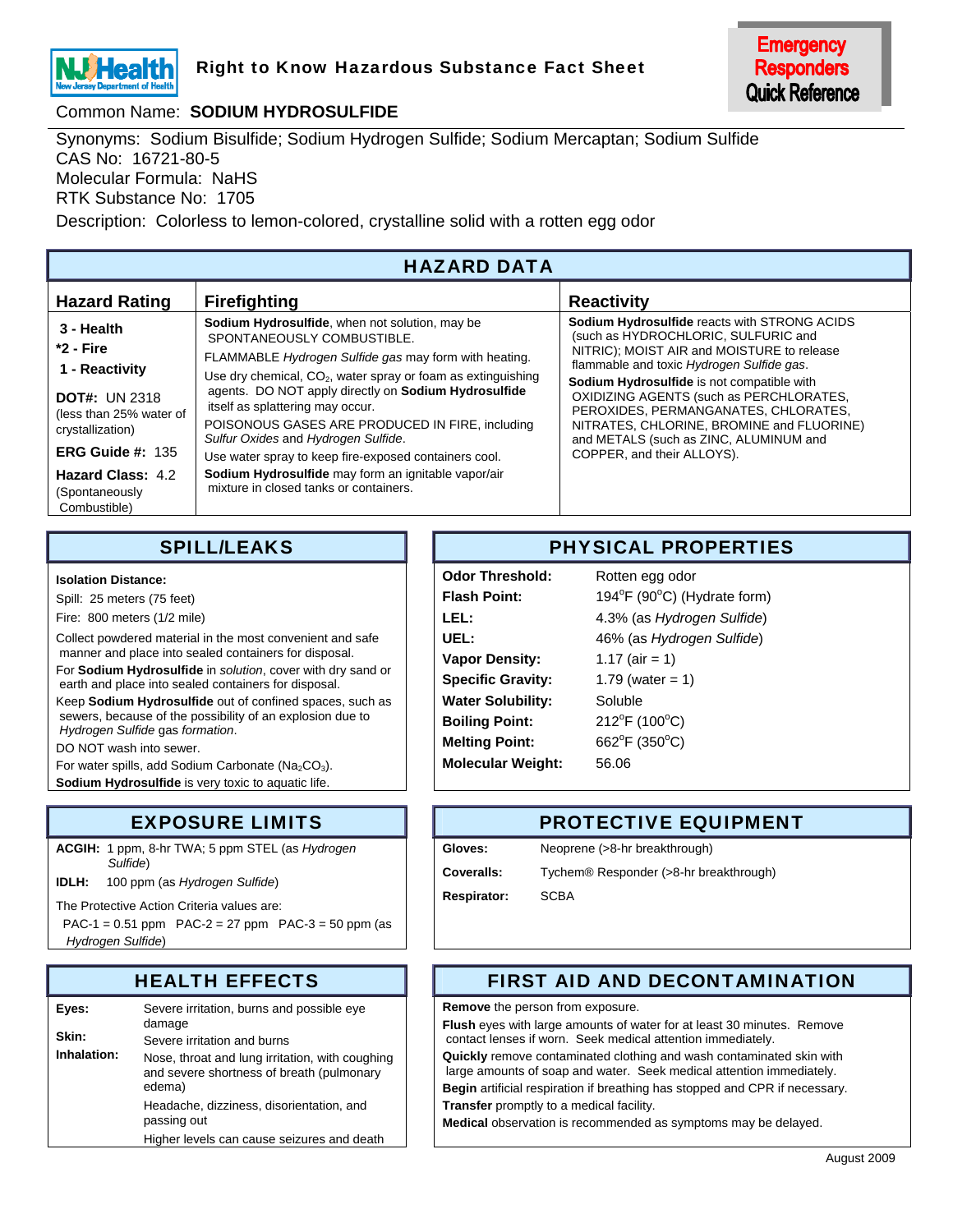Right to Know Hazardous Substance Fact Sheet

**Emergency Responders Quick Reference**

Common Name: **SODIUM HYDROSULFIDE**

Synonyms: Sodium Bisulfide; Sodium Hydrogen Sulfide; Sodium Mercaptan; Sodium Sulfide
CAS No: 16721-80-5
Molecular Formula: NaHS
RTK Substance No: 1705
Description: Colorless to lemon-colored, crystalline solid with a rotten egg odor

## HAZARD DATA

| Hazard Rating | Firefighting | Reactivity |
|---|---|---|
| **3 - Health**<br>**\*2 - Fire**<br>**1 - Reactivity**<br><br>**DOT#:** UN 2318 (less than 25% water of crystallization)<br><br>**ERG Guide #:** 135<br><br>**Hazard Class:** 4.2 (Spontaneously Combustible) | **Sodium Hydrosulfide**, when not solution, may be SPONTANEOUSLY COMBUSTIBLE.<br>FLAMMABLE *Hydrogen Sulfide gas* may form with heating.<br>Use dry chemical, $CO_2$, water spray or foam as extinguishing agents. DO NOT apply directly on **Sodium Hydrosulfide** itself as splattering may occur.<br>POISONOUS GASES ARE PRODUCED IN FIRE, including *Sulfur Oxides* and *Hydrogen Sulfide*.<br>Use water spray to keep fire-exposed containers cool.<br>**Sodium Hydrosulfide** may form an ignitable vapor/air mixture in closed tanks or containers. | **Sodium Hydrosulfide** reacts with STRONG ACIDS (such as HYDROCHLORIC, SULFURIC and NITRIC); MOIST AIR and MOISTURE to release flammable and toxic *Hydrogen Sulfide gas*.<br>**Sodium Hydrosulfide** is not compatible with OXIDIZING AGENTS (such as PERCHLORATES, PEROXIDES, PERMANGANATES, CHLORATES, NITRATES, CHLORINE, BROMINE and FLUORINE) and METALS (such as ZINC, ALUMINUM and COPPER, and their ALLOYS). |

## SPILL/LEAKS

**Isolation Distance:**

Spill: 25 meters (75 feet)

Fire: 800 meters (1/2 mile)

Collect powdered material in the most convenient and safe manner and place into sealed containers for disposal.

For **Sodium Hydrosulfide** in *solution*, cover with dry sand or earth and place into sealed containers for disposal.

Keep **Sodium Hydrosulfide** out of confined spaces, such as sewers, because of the possibility of an explosion due to *Hydrogen Sulfide* gas *formation*.

DO NOT wash into sewer.

For water spills, add Sodium Carbonate ($Na_2CO_3$).

**Sodium Hydrosulfide** is very toxic to aquatic life.

## PHYSICAL PROPERTIES

| | |
|---|---|
| **Odor Threshold:** | Rotten egg odor |
| **Flash Point:** | 194°F (90°C) (Hydrate form) |
| **LEL:** | 4.3% (as *Hydrogen Sulfide*) |
| **UEL:** | 46% (as *Hydrogen Sulfide*) |
| **Vapor Density:** | 1.17 (air = 1) |
| **Specific Gravity:** | 1.79 (water = 1) |
| **Water Solubility:** | Soluble |
| **Boiling Point:** | 212°F (100°C) |
| **Melting Point:** | 662°F (350°C) |
| **Molecular Weight:** | 56.06 |

## EXPOSURE LIMITS

**ACGIH:** 1 ppm, 8-hr TWA; 5 ppm STEL (as *Hydrogen Sulfide*)

**IDLH:** 100 ppm (as *Hydrogen Sulfide*)

The Protective Action Criteria values are:
PAC-1 = 0.51 ppm PAC-2 = 27 ppm PAC-3 = 50 ppm (as *Hydrogen Sulfide*)

## PROTECTIVE EQUIPMENT

| | |
|---|---|
| **Gloves:** | Neoprene (>8-hr breakthrough) |
| **Coveralls:** | Tychem® Responder (>8-hr breakthrough) |
| **Respirator:** | SCBA |

## HEALTH EFFECTS

| | |
|---|---|
| **Eyes:** | Severe irritation, burns and possible eye damage |
| **Skin:** | Severe irritation and burns |
| **Inhalation:** | Nose, throat and lung irritation, with coughing and severe shortness of breath (pulmonary edema)<br>Headache, dizziness, disorientation, and passing out<br>Higher levels can cause seizures and death |

## FIRST AID AND DECONTAMINATION

**Remove** the person from exposure.

**Flush** eyes with large amounts of water for at least 30 minutes. Remove contact lenses if worn. Seek medical attention immediately.

**Quickly** remove contaminated clothing and wash contaminated skin with large amounts of soap and water. Seek medical attention immediately.

**Begin** artificial respiration if breathing has stopped and CPR if necessary.

**Transfer** promptly to a medical facility.

**Medical** observation is recommended as symptoms may be delayed.

August 2009